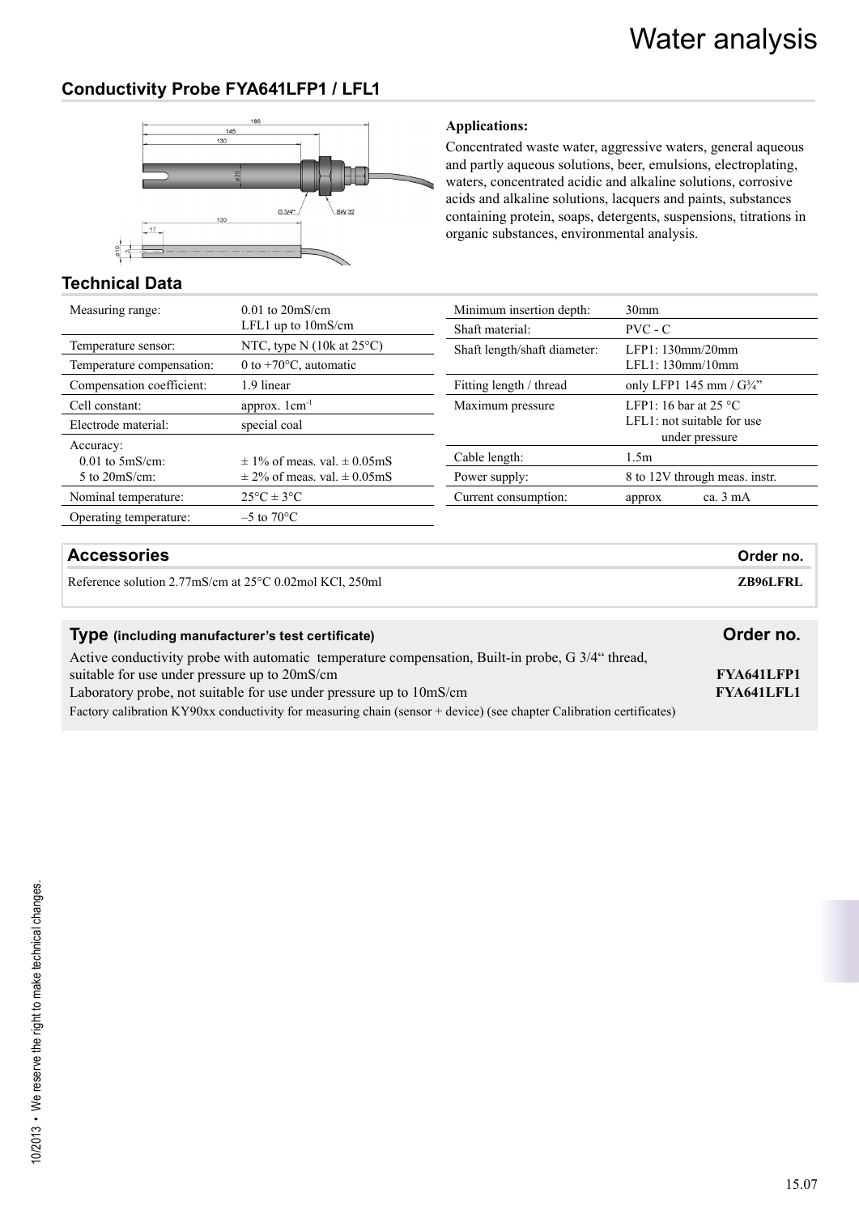# Water analysis

## Conductivity Probe FYA641LFP1 / LFL1

**Applications:**

Concentrated waste water, aggressive waters, general aqueous and partly aqueous solutions, beer, emulsions, electroplating, waters, concentrated acidic and alkaline solutions, corrosive acids and alkaline solutions, lacquers and paints, substances containing protein, soaps, detergents, suspensions, titrations in organic substances, environmental analysis.

## Technical Data

| | |
|---|---|
| Measuring range: | 0.01 to 20mS/cm<br>LFL1 up to 10mS/cm |
| Temperature sensor: | NTC, type N (10k at 25°C) |
| Temperature compensation: | 0 to +70°C, automatic |
| Compensation coefficient: | 1.9 linear |
| Cell constant: | approx. $1cm^{-1}$ |
| Electrode material: | special coal |
| Accuracy:<br>0.01 to 5mS/cm:<br>5 to 20mS/cm: | <br>± 1% of meas. val. ± 0.05mS<br>± 2% of meas. val. ± 0.05mS |
| Nominal temperature: | 25°C ± 3°C |
| Operating temperature: | –5 to 70°C |

| | |
|---|---|
| Minimum insertion depth: | 30mm |
| Shaft material: | PVC - C |
| Shaft length/shaft diameter: | LFP1: 130mm/20mm<br>LFL1: 130mm/10mm |
| Fitting length / thread | only LFP1 145 mm / G¾" |
| Maximum pressure | LFP1: 16 bar at 25 °C<br>LFL1: not suitable for use under pressure |
| Cable length: | 1.5m |
| Power supply: | 8 to 12V through meas. instr. |
| Current consumption: | approx ca. 3 mA |

| Accessories | Order no. |
|---|---|
| Reference solution 2.77mS/cm at 25°C 0.02mol KCl, 250ml | **ZB96LFRL** |

| Type (including manufacturer's test certificate) | Order no. |
|---|---|
| Active conductivity probe with automatic temperature compensation, Built-in probe, G 3/4" thread, suitable for use under pressure up to 20mS/cm | **FYA641LFP1** |
| Laboratory probe, not suitable for use under pressure up to 10mS/cm | **FYA641LFL1** |
| Factory calibration KY90xx conductivity for measuring chain (sensor + device) (see chapter Calibration certificates) | |

10/2013 • We reserve the right to make technical changes.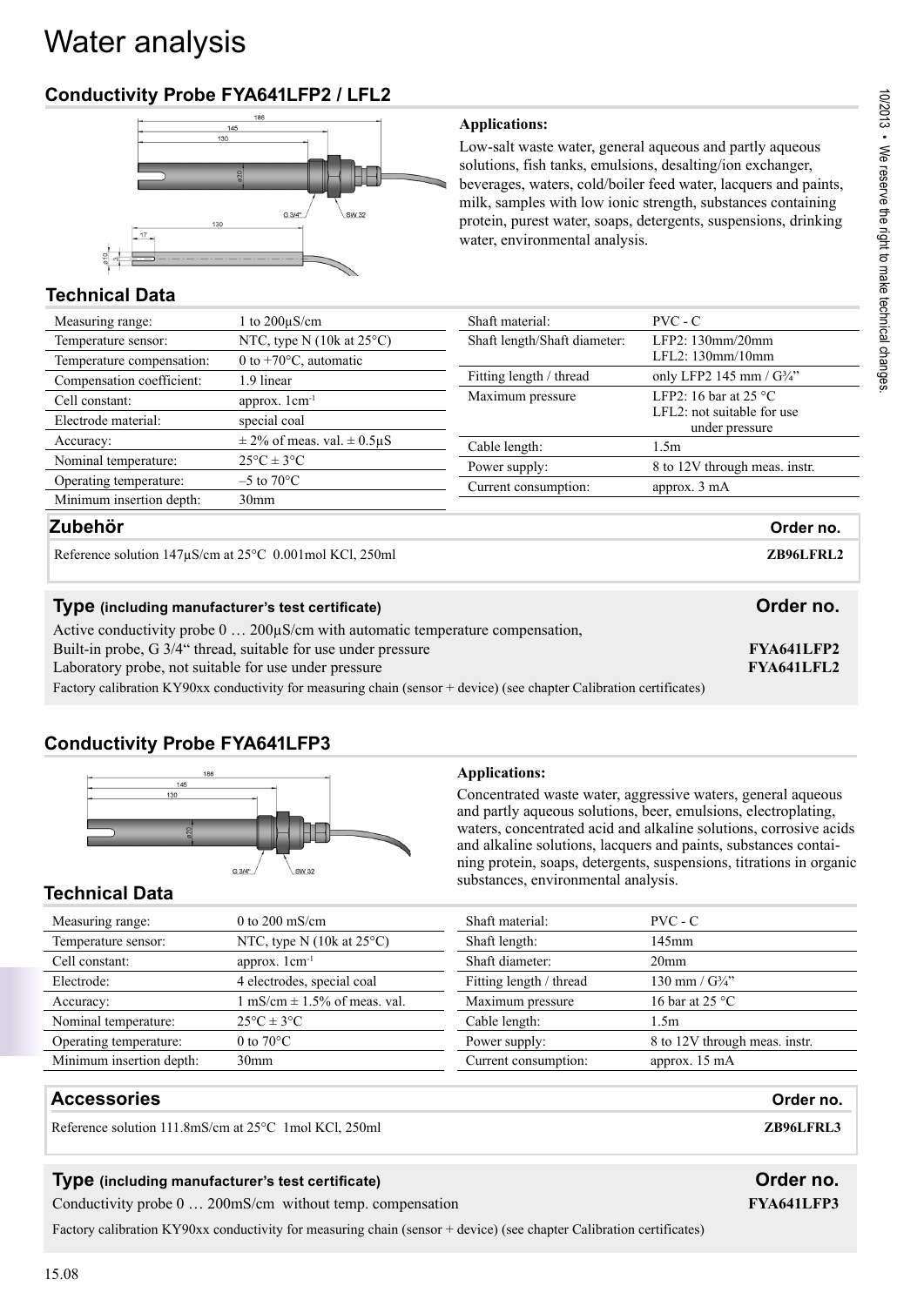# Water analysis

## Conductivity Probe FYA641LFP2 / LFL2

186
145
130
ø20
G 3/4"
SW 32
130
17
ø10
3

**Applications:**

Low-salt waste water, general aqueous and partly aqueous solutions, fish tanks, emulsions, desalting/ion exchanger, beverages, waters, cold/boiler feed water, lacquers and paints, milk, samples with low ionic strength, substances containing protein, purest water, soaps, detergents, suspensions, drinking water, environmental analysis.

### Technical Data

| | |
|---|---|
| Measuring range: | 1 to 200µS/cm |
| Temperature sensor: | NTC, type N (10k at 25°C) |
| Temperature compensation: | 0 to +70°C, automatic |
| Compensation coefficient: | 1.9 linear |
| Cell constant: | approx. $1cm^{-1}$ |
| Electrode material: | special coal |
| Accuracy: | ± 2% of meas. val. ± 0.5µS |
| Nominal temperature: | 25°C ± 3°C |
| Operating temperature: | –5 to 70°C |
| Minimum insertion depth: | 30mm |

| | |
|---|---|
| Shaft material: | PVC - C |
| Shaft length/Shaft diameter: | LFP2: 130mm/20mm<br>LFL2: 130mm/10mm |
| Fitting length / thread | only LFP2 145 mm / G¾" |
| Maximum pressure | LFP2: 16 bar at 25 °C<br>LFL2: not suitable for use under pressure |
| Cable length: | 1.5m |
| Power supply: | 8 to 12V through meas. instr. |
| Current consumption: | approx. 3 mA |

| Zubehör | Order no. |
|---|---|
| Reference solution 147µS/cm at 25°C 0.001mol KCl, 250ml | ZB96LFRL2 |

| Type (including manufacturer's test certificate) | Order no. |
|---|---|
| Active conductivity probe 0 … 200µS/cm with automatic temperature compensation, | |
| Built-in probe, G 3/4" thread, suitable for use under pressure | FYA641LFP2 |
| Laboratory probe, not suitable for use under pressure | FYA641LFL2 |

Factory calibration KY90xx conductivity for measuring chain (sensor + device) (see chapter Calibration certificates)

## Conductivity Probe FYA641LFP3

186
145
130
ø20
G 3/4"
SW 32

**Applications:**

Concentrated waste water, aggressive waters, general aqueous and partly aqueous solutions, beer, emulsions, electroplating, waters, concentrated acid and alkaline solutions, corrosive acids and alkaline solutions, lacquers and paints, substances containing protein, soaps, detergents, suspensions, titrations in organic substances, environmental analysis.

### Technical Data

| | |
|---|---|
| Measuring range: | 0 to 200 mS/cm |
| Temperature sensor: | NTC, type N (10k at 25°C) |
| Cell constant: | approx. $1cm^{-1}$ |
| Electrode: | 4 electrodes, special coal |
| Accuracy: | 1 mS/cm ± 1.5% of meas. val. |
| Nominal temperature: | 25°C ± 3°C |
| Operating temperature: | 0 to 70°C |
| Minimum insertion depth: | 30mm |

| | |
|---|---|
| Shaft material: | PVC - C |
| Shaft length: | 145mm |
| Shaft diameter: | 20mm |
| Fitting length / thread | 130 mm / G¾" |
| Maximum pressure | 16 bar at 25 °C |
| Cable length: | 1.5m |
| Power supply: | 8 to 12V through meas. instr. |
| Current consumption: | approx. 15 mA |

| Accessories | Order no. |
|---|---|
| Reference solution 111.8mS/cm at 25°C 1mol KCl, 250ml | ZB96LFRL3 |

| Type (including manufacturer's test certificate) | Order no. |
|---|---|
| Conductivity probe 0 … 200mS/cm without temp. compensation | FYA641LFP3 |

Factory calibration KY90xx conductivity for measuring chain (sensor + device) (see chapter Calibration certificates)